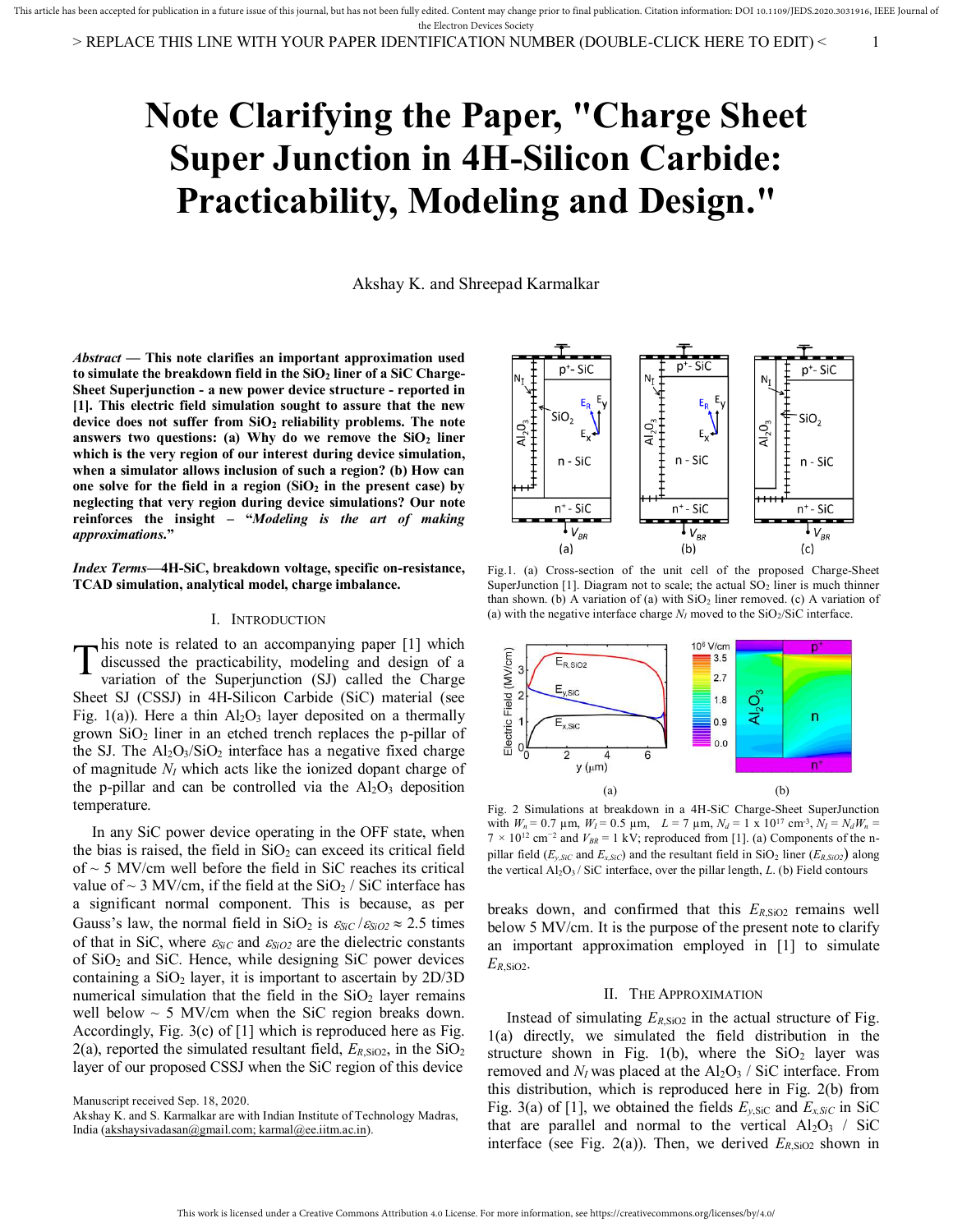# Note Clarifying the Paper, "Charge Sheet Super Junction in 4H-Silicon Carbide: Practicability, Modeling and Design."

Akshay K. and Shreepad Karmalkar

***Abstract* — This note clarifies an important approximation used to simulate the breakdown field in the $SiO_2$ liner of a SiC Charge-Sheet Superjunction - a new power device structure - reported in [1]. This electric field simulation sought to assure that the new device does not suffer from $SiO_2$ reliability problems. The note answers two questions: (a) Why do we remove the $SiO_2$ liner which is the very region of our interest during device simulation, when a simulator allows inclusion of such a region? (b) How can one solve for the field in a region ($SiO_2$ in the present case) by neglecting that very region during device simulations? Our note reinforces the insight – "*Modeling is the art of making approximations*."**

***Index Terms*—4H-SiC, breakdown voltage, specific on-resistance, TCAD simulation, analytical model, charge imbalance.**

## I. Introduction

This note is related to an accompanying paper [1] which discussed the practicability, modeling and design of a variation of the Superjunction (SJ) called the Charge Sheet SJ (CSSJ) in 4H-Silicon Carbide (SiC) material (see Fig. 1(a)). Here a thin $Al_2O_3$ layer deposited on a thermally grown $SiO_2$ liner in an etched trench replaces the p-pillar of the SJ. The $Al_2O_3/SiO_2$ interface has a negative fixed charge of magnitude $N_I$ which acts like the ionized dopant charge of the p-pillar and can be controlled via the $Al_2O_3$ deposition temperature.

In any SiC power device operating in the OFF state, when the bias is raised, the field in $SiO_2$ can exceed its critical field of ~ 5 MV/cm well before the field in SiC reaches its critical value of ~ 3 MV/cm, if the field at the $SiO_2$ / SiC interface has a significant normal component. This is because, as per Gauss's law, the normal field in $SiO_2$ is $\varepsilon_{SiC}/\varepsilon_{SiO2} \approx 2.5$ times of that in SiC, where $\varepsilon_{SiC}$ and $\varepsilon_{SiO2}$ are the dielectric constants of $SiO_2$ and SiC. Hence, while designing SiC power devices containing a $SiO_2$ layer, it is important to ascertain by 2D/3D numerical simulation that the field in the $SiO_2$ layer remains well below ~ 5 MV/cm when the SiC region breaks down. Accordingly, Fig. 3(c) of [1] which is reproduced here as Fig. 2(a), reported the simulated resultant field, $E_{R,SiO2}$, in the $SiO_2$ layer of our proposed CSSJ when the SiC region of this device breaks down, and confirmed that this $E_{R,SiO2}$ remains well below 5 MV/cm. It is the purpose of the present note to clarify an important approximation employed in [1] to simulate $E_{R,SiO2}$.

Fig.1. (a) Cross-section of the unit cell of the proposed Charge-Sheet SuperJunction [1]. Diagram not to scale; the actual $SO_2$ liner is much thinner than shown. (b) A variation of (a) with $SiO_2$ liner removed. (c) A variation of (a) with the negative interface charge $N_I$ moved to the $SiO_2$/SiC interface.

Fig. 2 Simulations at breakdown in a 4H-SiC Charge-Sheet SuperJunction with $W_n = 0.7$ µm, $W_I = 0.5$ µm, $L = 7$ µm, $N_d = 1 \times 10^{17}$ cm$^{-3}$, $N_I = N_d W_n = 7 \times 10^{12}$ cm$^{-2}$ and $V_{BR} = 1$ kV; reproduced from [1]. (a) Components of the n-pillar field ($E_{y,SiC}$ and $E_{x,SiC}$) and the resultant field in $SiO_2$ liner ($E_{R,SiO2}$) along the vertical $Al_2O_3$ / SiC interface, over the pillar length, $L$. (b) Field contours

## II. The Approximation

Instead of simulating $E_{R,SiO2}$ in the actual structure of Fig. 1(a) directly, we simulated the field distribution in the structure shown in Fig. 1(b), where the $SiO_2$ layer was removed and $N_I$ was placed at the $Al_2O_3$ / SiC interface. From this distribution, which is reproduced here in Fig. 2(b) from Fig. 3(a) of [1], we obtained the fields $E_{y,SiC}$ and $E_{x,SiC}$ in SiC that are parallel and normal to the vertical $Al_2O_3$ / SiC interface (see Fig. 2(a)). Then, we derived $E_{R,SiO2}$ shown in

Manuscript received Sep. 18, 2020.

Akshay K. and S. Karmalkar are with Indian Institute of Technology Madras, India (akshaysivadasan@gmail.com; karmal@ee.iitm.ac.in).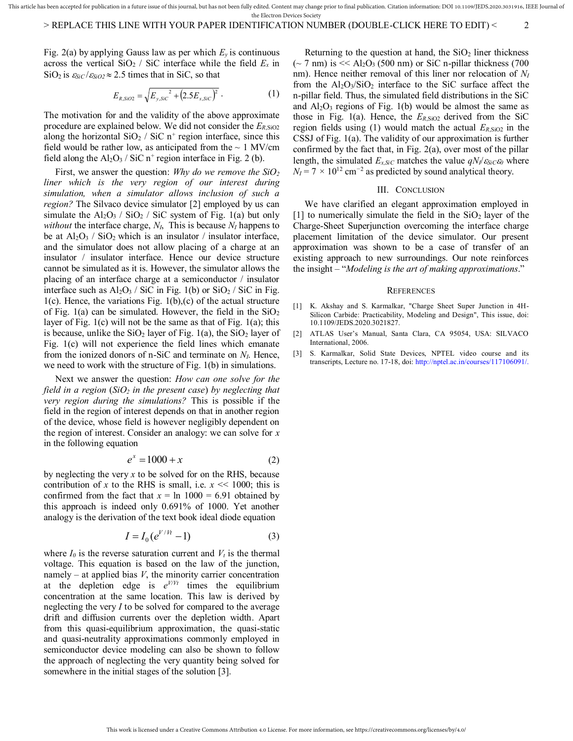Fig. 2(a) by applying Gauss law as per which $E_y$ is continuous across the vertical $SiO_2$ / SiC interface while the field $E_x$ in $SiO_2$ is $\varepsilon_{SiC}/\varepsilon_{SiO2} \approx 2.5$ times that in SiC, so that

$$E_{R,SiO2} = \sqrt{E_{y,SiC}^{\ 2} + (2.5E_{x,SiC})^2} \, . \tag{1}$$

The motivation for and the validity of the above approximate procedure are explained below. We did not consider the $E_{R,\text{SiO2}}$ along the horizontal $SiO_2$ / SiC $n^+$ region interface, since this field would be rather low, as anticipated from the ~ 1 MV/cm field along the $Al_2O_3$ / SiC $n^+$ region interface in Fig. 2 (b).

First, we answer the question: *Why do we remove the $SiO_2$ liner which is the very region of our interest during simulation, when a simulator allows inclusion of such a region?* The Silvaco device simulator [2] employed by us can simulate the $Al_2O_3$ / $SiO_2$ / SiC system of Fig. 1(a) but only *without* the interface charge, $N_I$. This is because $N_I$ happens to be at $Al_2O_3$ / $SiO_2$ which is an insulator / insulator interface, and the simulator does not allow placing of a charge at an insulator / insulator interface. Hence our device structure cannot be simulated as it is. However, the simulator allows the placing of an interface charge at a semiconductor / insulator interface such as $Al_2O_3$ / SiC in Fig. 1(b) or $SiO_2$ / SiC in Fig. 1(c). Hence, the variations Fig. 1(b),(c) of the actual structure of Fig. 1(a) can be simulated. However, the field in the $SiO_2$ layer of Fig. 1(c) will not be the same as that of Fig. 1(a); this is because, unlike the $SiO_2$ layer of Fig. 1(a), the $SiO_2$ layer of Fig. 1(c) will not experience the field lines which emanate from the ionized donors of n-SiC and terminate on $N_I$. Hence, we need to work with the structure of Fig. 1(b) in simulations.

Next we answer the question: *How can one solve for the field in a region* (*$SiO_2$ in the present case*) *by neglecting that very region during the simulations?* This is possible if the field in the region of interest depends on that in another region of the device, whose field is however negligibly dependent on the region of interest. Consider an analogy: we can solve for $x$ in the following equation

$$e^x = 1000 + x \tag{2}$$

by neglecting the very $x$ to be solved for on the RHS, because contribution of $x$ to the RHS is small, i.e. $x$ << 1000; this is confirmed from the fact that $x$ = ln 1000 = 6.91 obtained by this approach is indeed only 0.691% of 1000. Yet another analogy is the derivation of the text book ideal diode equation

$$I = I_0 (e^{V/Vt} - 1) \tag{3}$$

where $I_0$ is the reverse saturation current and $V_t$ is the thermal voltage. This equation is based on the law of the junction, namely – at applied bias $V$, the minority carrier concentration at the depletion edge is $e^{V/Vt}$ times the equilibrium concentration at the same location. This law is derived by neglecting the very $I$ to be solved for compared to the average drift and diffusion currents over the depletion width. Apart from this quasi-equilibrium approximation, the quasi-static and quasi-neutrality approximations commonly employed in semiconductor device modeling can also be shown to follow the approach of neglecting the very quantity being solved for somewhere in the initial stages of the solution [3].

Returning to the question at hand, the $SiO_2$ liner thickness (~ 7 nm) is << $Al_2O_3$ (500 nm) or SiC n-pillar thickness (700 nm). Hence neither removal of this liner nor relocation of $N_I$ from the $Al_2O_3$/$SiO_2$ interface to the SiC surface affect the n-pillar field. Thus, the simulated field distributions in the SiC and $Al_2O_3$ regions of Fig. 1(b) would be almost the same as those in Fig. 1(a). Hence, the $E_{R,\text{SiO2}}$ derived from the SiC region fields using (1) would match the actual $E_{R,\text{SiO2}}$ in the CSSJ of Fig. 1(a). The validity of our approximation is further confirmed by the fact that, in Fig. 2(a), over most of the pillar length, the simulated $E_{x,SiC}$ matches the value $qN_I/\varepsilon_{SiC}\varepsilon_0$ where $N_I = 7 \times 10^{12}$ cm$^{-2}$ as predicted by sound analytical theory.

## III. Conclusion

We have clarified an elegant approximation employed in [1] to numerically simulate the field in the $SiO_2$ layer of the Charge-Sheet Superjunction overcoming the interface charge placement limitation of the device simulator. Our present approximation was shown to be a case of transfer of an existing approach to new surroundings. Our note reinforces the insight – "*Modeling is the art of making approximations*."

## References

[1] K. Akshay and S. Karmalkar, "Charge Sheet Super Junction in 4H-Silicon Carbide: Practicability, Modeling and Design", This issue, doi: 10.1109/JEDS.2020.3021827.

[2] ATLAS User's Manual, Santa Clara, CA 95054, USA: SILVACO International, 2006.

[3] S. Karmalkar, Solid State Devices, NPTEL video course and its transcripts, Lecture no. 17-18, doi: http://nptel.ac.in/courses/117106091/.